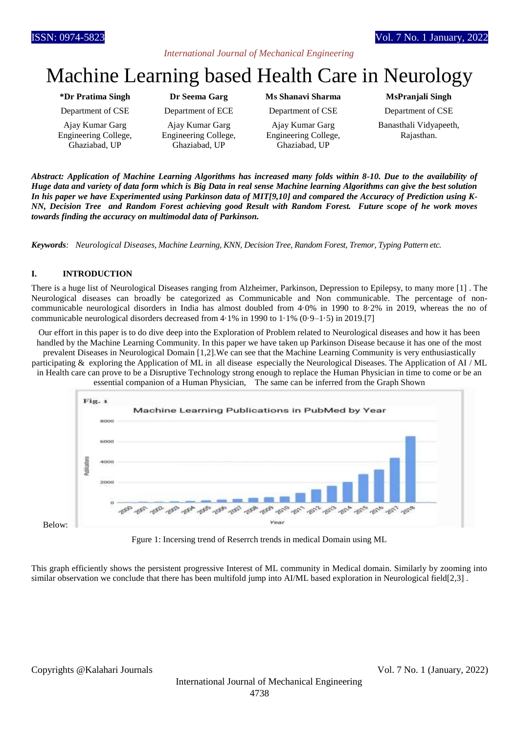# Machine Learning based Health Care in Neurology

**\*Dr Pratima Singh**
Department of CSE
Ajay Kumar Garg Engineering College, Ghaziabad, UP

**Dr Seema Garg**
Department of ECE
Ajay Kumar Garg Engineering College, Ghaziabad, UP

**Ms Shanavi Sharma**
Department of CSE
Ajay Kumar Garg Engineering College, Ghaziabad, UP

**MsPranjali Singh**
Department of CSE
Banasthali Vidyapeeth, Rajasthan.

***Abstract: Application of Machine Learning Algorithms has increased many folds within 8-10. Due to the availability of Huge data and variety of data form which is Big Data in real sense Machine learning Algorithms can give the best solution In his paper we have Experimented using Parkinson data of MIT[9,10] and compared the Accuracy of Prediction using K-NN, Decision Tree and Random Forest achieving good Result with Random Forest. Future scope of he work moves towards finding the accuracy on multimodal data of Parkinson.***

***Keywords**: Neurological Diseases, Machine Learning, KNN, Decision Tree, Random Forest, Tremor, Typing Pattern etc.*

## I. INTRODUCTION

There is a huge list of Neurological Diseases ranging from Alzheimer, Parkinson, Depression to Epilepsy, to many more [1] . The Neurological diseases can broadly be categorized as Communicable and Non communicable. The percentage of non-communicable neurological disorders in India has almost doubled from 4·0% in 1990 to 8·2% in 2019, whereas the no of communicable neurological disorders decreased from 4·1% in 1990 to 1·1% (0·9–1·5) in 2019.[7]

Our effort in this paper is to do dive deep into the Exploration of Problem related to Neurological diseases and how it has been handled by the Machine Learning Community. In this paper we have taken up Parkinson Disease because it has one of the most prevalent Diseases in Neurological Domain [1,2].We can see that the Machine Learning Community is very enthusiastically participating & exploring the Application of ML in all disease especially the Neurological Diseases. The Application of AI / ML in Health care can prove to be a Disruptive Technology strong enough to replace the Human Physician in time to come or be an essential companion of a Human Physician, The same can be inferred from the Graph Shown Below:

Fgure 1: Incersing trend of Reserrch trends in medical Domain using ML

This graph efficiently shows the persistent progressive Interest of ML community in Medical domain. Similarly by zooming into similar observation we conclude that there has been multifold jump into AI/ML based exploration in Neurological field[2,3] .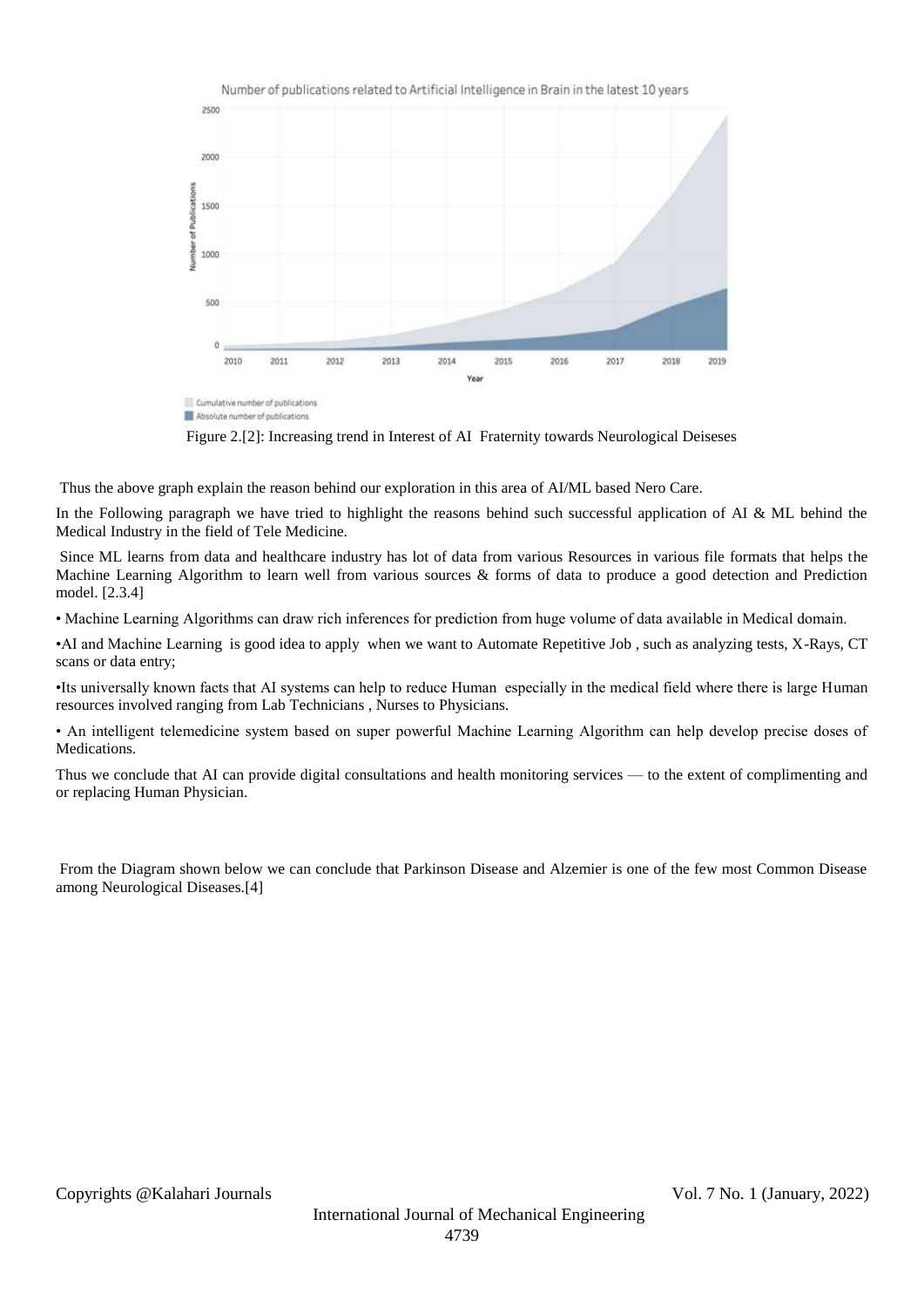Number of publications related to Artificial Intelligence in Brain in the latest 10 years

Figure 2.[2]: Increasing trend in Interest of AI Fraternity towards Neurological Deiseses

Thus the above graph explain the reason behind our exploration in this area of AI/ML based Nero Care.

In the Following paragraph we have tried to highlight the reasons behind such successful application of AI & ML behind the Medical Industry in the field of Tele Medicine.

Since ML learns from data and healthcare industry has lot of data from various Resources in various file formats that helps the Machine Learning Algorithm to learn well from various sources & forms of data to produce a good detection and Prediction model. [2.3.4]

- Machine Learning Algorithms can draw rich inferences for prediction from huge volume of data available in Medical domain.
- AI and Machine Learning is good idea to apply when we want to Automate Repetitive Job , such as analyzing tests, X-Rays, CT scans or data entry;
- Its universally known facts that AI systems can help to reduce Human especially in the medical field where there is large Human resources involved ranging from Lab Technicians , Nurses to Physicians.
- An intelligent telemedicine system based on super powerful Machine Learning Algorithm can help develop precise doses of Medications.

Thus we conclude that AI can provide digital consultations and health monitoring services — to the extent of complimenting and or replacing Human Physician.

From the Diagram shown below we can conclude that Parkinson Disease and Alzemier is one of the few most Common Disease among Neurological Diseases.[4]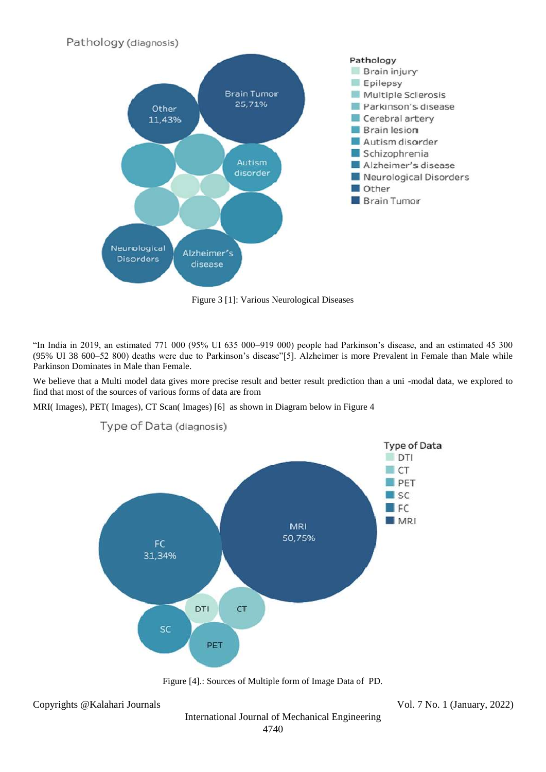Figure 3 [1]: Various Neurological Diseases

"In India in 2019, an estimated 771 000 (95% UI 635 000–919 000) people had Parkinson's disease, and an estimated 45 300 (95% UI 38 600–52 800) deaths were due to Parkinson's disease"[5]. Alzheimer is more Prevalent in Female than Male while Parkinson Dominates in Male than Female.

We believe that a Multi model data gives more precise result and better result prediction than a uni -modal data, we explored to find that most of the sources of various forms of data are from

MRI( Images), PET( Images), CT Scan( Images) [6] as shown in Diagram below in Figure 4

Figure [4].: Sources of Multiple form of Image Data of PD.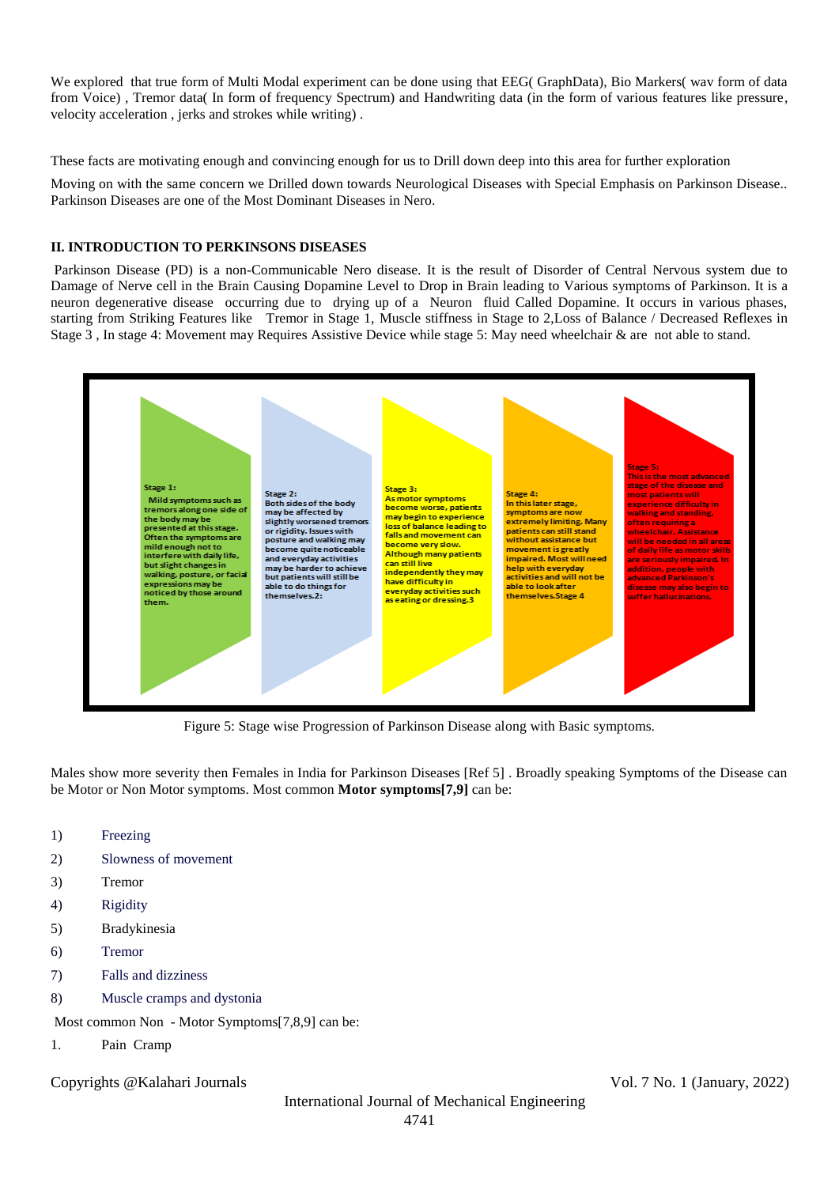We explored that true form of Multi Modal experiment can be done using that EEG( GraphData), Bio Markers( wav form of data from Voice) , Tremor data( In form of frequency Spectrum) and Handwriting data (in the form of various features like pressure, velocity acceleration , jerks and strokes while writing) .

These facts are motivating enough and convincing enough for us to Drill down deep into this area for further exploration

Moving on with the same concern we Drilled down towards Neurological Diseases with Special Emphasis on Parkinson Disease.. Parkinson Diseases are one of the Most Dominant Diseases in Nero.

### II. INTRODUCTION TO PERKINSONS DISEASES

Parkinson Disease (PD) is a non-Communicable Nero disease. It is the result of Disorder of Central Nervous system due to Damage of Nerve cell in the Brain Causing Dopamine Level to Drop in Brain leading to Various symptoms of Parkinson. It is a neuron degenerative disease occurring due to drying up of a Neuron fluid Called Dopamine. It occurs in various phases, starting from Striking Features like Tremor in Stage 1, Muscle stiffness in Stage to 2,Loss of Balance / Decreased Reflexes in Stage 3 , In stage 4: Movement may Requires Assistive Device while stage 5: May need wheelchair & are not able to stand.

**Stage 1:** Mild symptoms such as tremors along one side of the body may be presented at this stage. Often the symptoms are mild enough not to interfere with daily life, but slight changes in walking, posture, or facial expressions may be noticed by those around them.

**Stage 2:** Both sides of the body may be affected by slightly worsened tremors or rigidity. Issues with posture and walking may become quite noticeable and everyday activities may be harder to achieve but patients will still be able to do things for themselves.2:

**Stage 3:** As motor symptoms become worse, patients may begin to experience loss of balance leading to falls and movement can become very slow. Although many patients can still live independently they may have difficulty in everyday activities such as eating or dressing.3

**Stage 4:** In this later stage, symptoms are now extremely limiting. Many patients can still stand without assistance but movement is greatly impaired. Most will need help with everyday activities and will not be able to look after themselves.Stage 4

**Stage 5:** This is the most advanced stage of the disease and most patients will experience difficulty in walking and standing, often requiring a wheelchair. Assistance will be needed in all areas of daily life as motor skills are seriously impaired. In addition, people with advanced Parkinson's disease may also begin to suffer hallucinations.

Figure 5: Stage wise Progression of Parkinson Disease along with Basic symptoms.

Males show more severity then Females in India for Parkinson Diseases [Ref 5] . Broadly speaking Symptoms of the Disease can be Motor or Non Motor symptoms. Most common **Motor symptoms[7,9]** can be:

1) Freezing
2) Slowness of movement
3) Tremor
4) Rigidity
5) Bradykinesia
6) Tremor
7) Falls and dizziness
8) Muscle cramps and dystonia

Most common Non - Motor Symptoms[7,8,9] can be:

1. Pain Cramp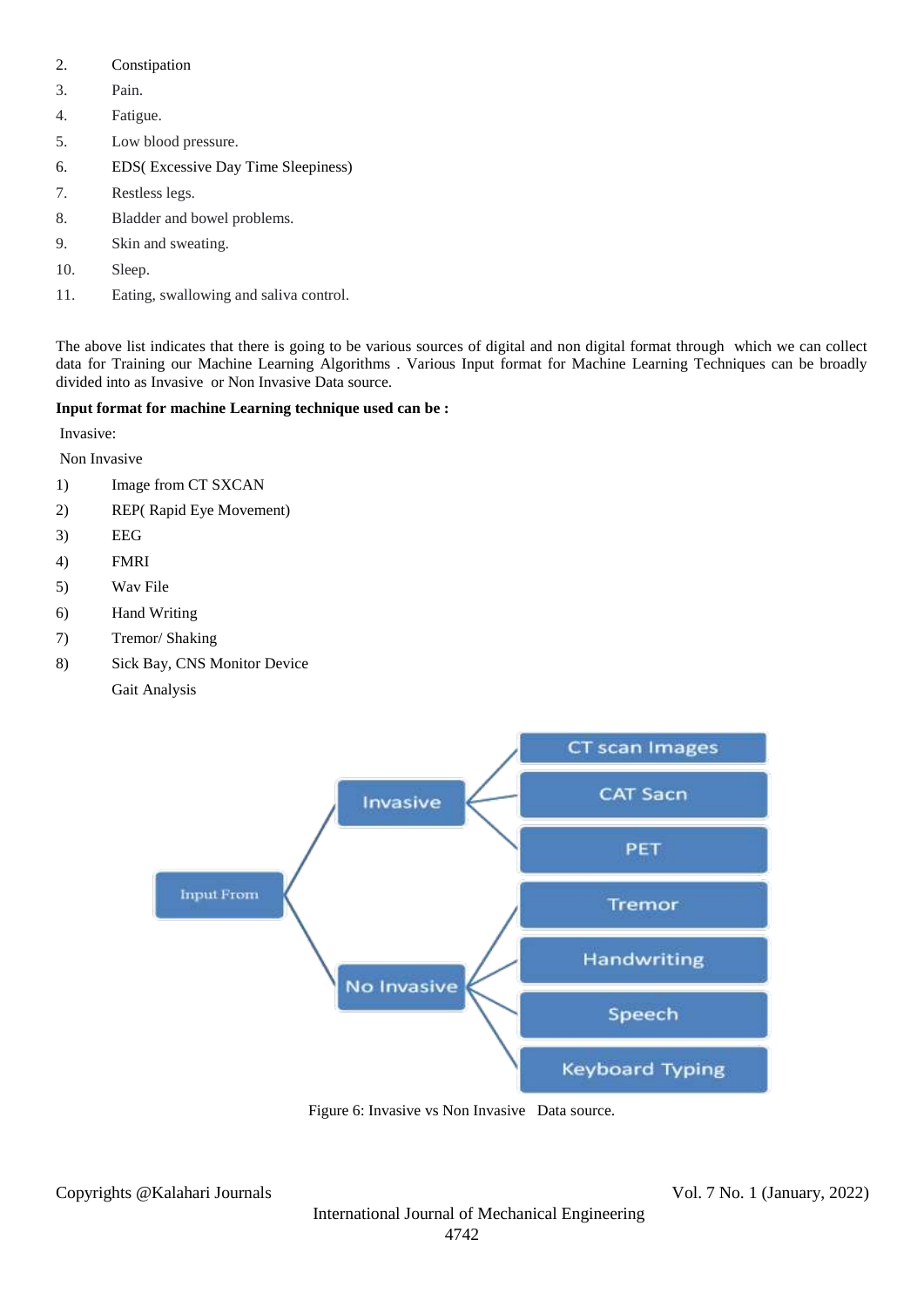2. Constipation
3. Pain.
4. Fatigue.
5. Low blood pressure.
6. EDS( Excessive Day Time Sleepiness)
7. Restless legs.
8. Bladder and bowel problems.
9. Skin and sweating.
10. Sleep.
11. Eating, swallowing and saliva control.

The above list indicates that there is going to be various sources of digital and non digital format through which we can collect data for Training our Machine Learning Algorithms . Various Input format for Machine Learning Techniques can be broadly divided into as Invasive or Non Invasive Data source.

**Input format for machine Learning technique used can be :**

Invasive:

Non Invasive

1) Image from CT SXCAN
2) REP( Rapid Eye Movement)
3) EEG
4) FMRI
5) Wav File
6) Hand Writing
7) Tremor/ Shaking
8) Sick Bay, CNS Monitor Device

   Gait Analysis

Figure 6: Invasive vs Non Invasive Data source.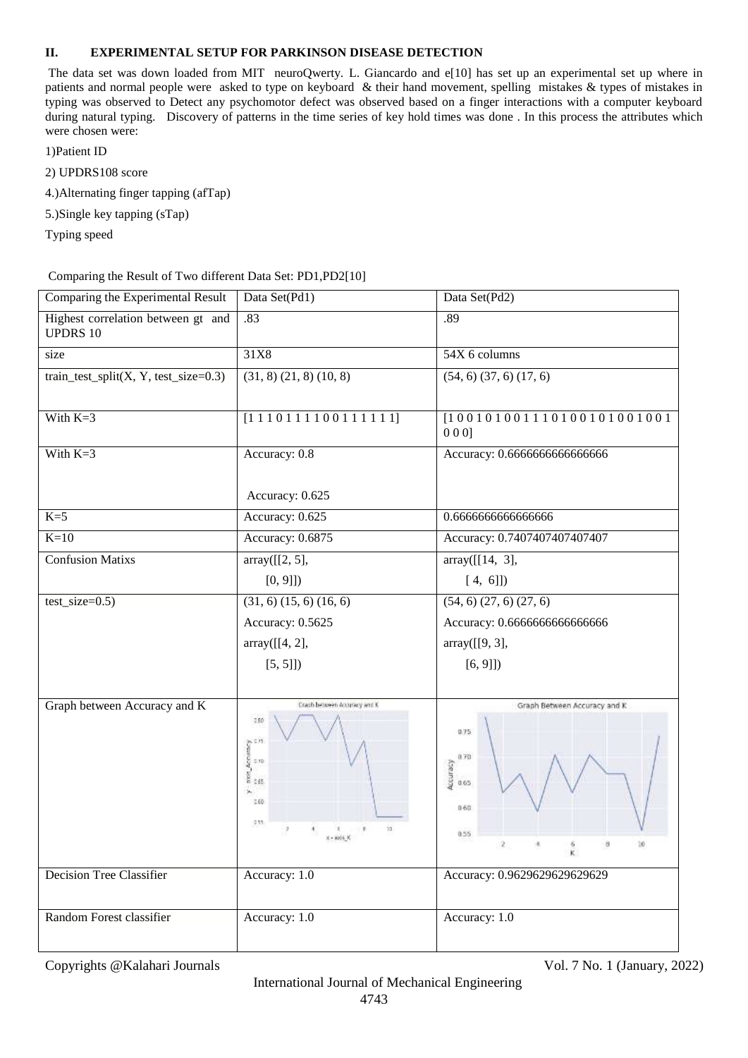### II. EXPERIMENTAL SETUP FOR PARKINSON DISEASE DETECTION

The data set was down loaded from MIT neuroQwerty. L. Giancardo and e[10] has set up an experimental set up where in patients and normal people were asked to type on keyboard & their hand movement, spelling mistakes & types of mistakes in typing was observed to Detect any psychomotor defect was observed based on a finger interactions with a computer keyboard during natural typing. Discovery of patterns in the time series of key hold times was done . In this process the attributes which were chosen were:

1)Patient ID

2) UPDRS108 score

4.)Alternating finger tapping (afTap)

5.)Single key tapping (sTap)

Typing speed

Comparing the Result of Two different Data Set: PD1,PD2[10]

| Comparing the Experimental Result | Data Set(Pd1) | Data Set(Pd2) |
|---|---|---|
| Highest correlation between gt and UPDRS 10 | .83 | .89 |
| size | 31X8 | 54X 6 columns |
| train_test_split(X, Y, test_size=0.3) | (31, 8) (21, 8) (10, 8) | (54, 6) (37, 6) (17, 6) |
| With K=3 | [1 1 1 0 1 1 1 1 0 0 1 1 1 1 1 1] | [1 0 0 1 0 1 0 0 1 1 1 0 1 0 0 1 0 1 0 0 1 0 0 1 0 0 0] |
| With K=3 | Accuracy: 0.8<br><br>Accuracy: 0.625 | Accuracy: 0.6666666666666666 |
| K=5 | Accuracy: 0.625 | 0.6666666666666666 |
| K=10 | Accuracy: 0.6875 | Accuracy: 0.7407407407407407 |
| Confusion Matixs | array([[2, 5],<br>[0, 9]]) | array([[14, 3],<br>[ 4, 6]]) |
| test_size=0.5) | (31, 6) (15, 6) (16, 6)<br>Accuracy: 0.5625<br>array([[4, 2],<br>[5, 5]]) | (54, 6) (27, 6) (27, 6)<br>Accuracy: 0.6666666666666666<br>array([[9, 3],<br>[6, 9]]) |
| Graph between Accuracy and K | | |
| Decision Tree Classifier | Accuracy: 1.0 | Accuracy: 0.9629629629629629 |
| Random Forest classifier | Accuracy: 1.0 | Accuracy: 1.0 |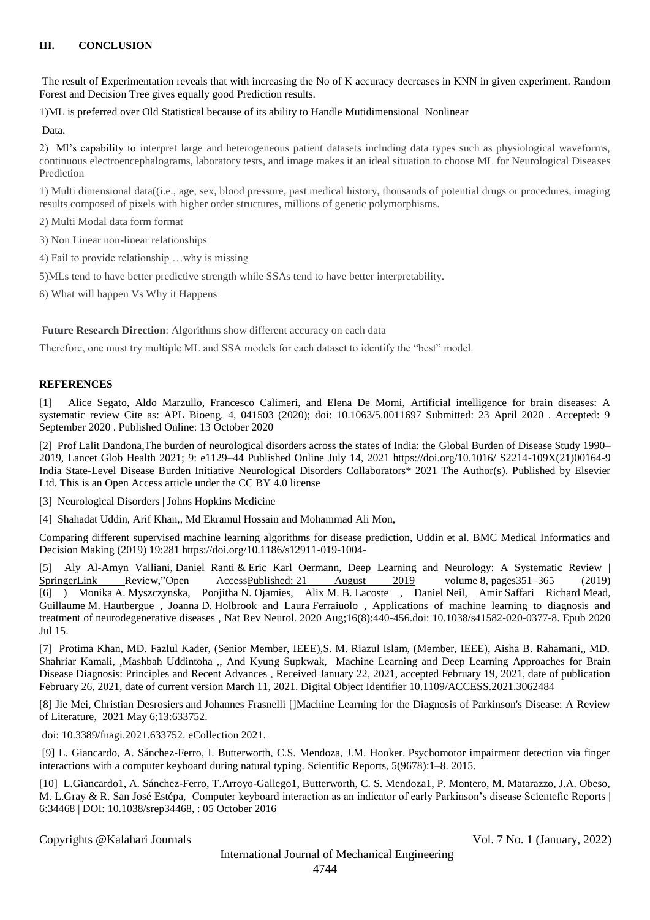### III. CONCLUSION

The result of Experimentation reveals that with increasing the No of K accuracy decreases in KNN in given experiment. Random Forest and Decision Tree gives equally good Prediction results.

1)ML is preferred over Old Statistical because of its ability to Handle Mutidimensional Nonlinear

Data.

2) Ml's capability to interpret large and heterogeneous patient datasets including data types such as physiological waveforms, continuous electroencephalograms, laboratory tests, and image makes it an ideal situation to choose ML for Neurological Diseases Prediction

1) Multi dimensional data((i.e., age, sex, blood pressure, past medical history, thousands of potential drugs or procedures, imaging results composed of pixels with higher order structures, millions of genetic polymorphisms.

2) Multi Modal data form format

3) Non Linear non-linear relationships

4) Fail to provide relationship …why is missing

5)MLs tend to have better predictive strength while SSAs tend to have better interpretability.

6) What will happen Vs Why it Happens

F**uture Research Direction**: Algorithms show different accuracy on each data

Therefore, one must try multiple ML and SSA models for each dataset to identify the "best" model.

### REFERENCES

[1] Alice Segato, Aldo Marzullo, Francesco Calimeri, and Elena De Momi, Artificial intelligence for brain diseases: A systematic review Cite as: APL Bioeng. 4, 041503 (2020); doi: 10.1063/5.0011697 Submitted: 23 April 2020 . Accepted: 9 September 2020 . Published Online: 13 October 2020

[2] Prof Lalit Dandona,The burden of neurological disorders across the states of India: the Global Burden of Disease Study 1990–2019, Lancet Glob Health 2021; 9: e1129–44 Published Online July 14, 2021 https://doi.org/10.1016/ S2214-109X(21)00164-9 India State-Level Disease Burden Initiative Neurological Disorders Collaborators* 2021 The Author(s). Published by Elsevier Ltd. This is an Open Access article under the CC BY 4.0 license

[3] Neurological Disorders | Johns Hopkins Medicine

[4] Shahadat Uddin, Arif Khan,, Md Ekramul Hossain and Mohammad Ali Mon,

Comparing different supervised machine learning algorithms for disease prediction, Uddin et al. BMC Medical Informatics and Decision Making (2019) 19:281 https://doi.org/10.1186/s12911-019-1004-

[5] Aly Al-Amyn Valliani, Daniel Ranti & Eric Karl Oermann, Deep Learning and Neurology: A Systematic Review | SpringerLink Review,"Open AccessPublished: 21 August 2019 volume 8, pages351–365 (2019)

[6] ) Monika A. Myszczynska, Poojitha N. Ojamies, Alix M. B. Lacoste , Daniel Neil, Amir Saffari Richard Mead, Guillaume M. Hautbergue , Joanna D. Holbrook and Laura Ferraiuolo , Applications of machine learning to diagnosis and treatment of neurodegenerative diseases , Nat Rev Neurol. 2020 Aug;16(8):440-456.doi: 10.1038/s41582-020-0377-8. Epub 2020 Jul 15.

[7] Protima Khan, MD. Fazlul Kader, (Senior Member, IEEE),S. M. Riazul Islam, (Member, IEEE), Aisha B. Rahamani,, MD. Shahriar Kamali, ,Mashbah Uddintoha ,, And Kyung Supkwak, Machine Learning and Deep Learning Approaches for Brain Disease Diagnosis: Principles and Recent Advances , Received January 22, 2021, accepted February 19, 2021, date of publication February 26, 2021, date of current version March 11, 2021. Digital Object Identifier 10.1109/ACCESS.2021.3062484

[8] Jie Mei, Christian Desrosiers and Johannes Frasnelli []Machine Learning for the Diagnosis of Parkinson's Disease: A Review of Literature, 2021 May 6;13:633752.

doi: 10.3389/fnagi.2021.633752. eCollection 2021.

[9] L. Giancardo, A. Sánchez-Ferro, I. Butterworth, C.S. Mendoza, J.M. Hooker. Psychomotor impairment detection via finger interactions with a computer keyboard during natural typing. Scientific Reports, 5(9678):1–8. 2015.

[10] L.Giancardo1, A. Sánchez-Ferro, T.Arroyo-Gallego1, Butterworth, C. S. Mendoza1, P. Montero, M. Matarazzo, J.A. Obeso, M. L.Gray & R. San José Estépa, Computer keyboard interaction as an indicator of early Parkinson's disease Scientefic Reports | 6:34468 | DOI: 10.1038/srep34468, : 05 October 2016